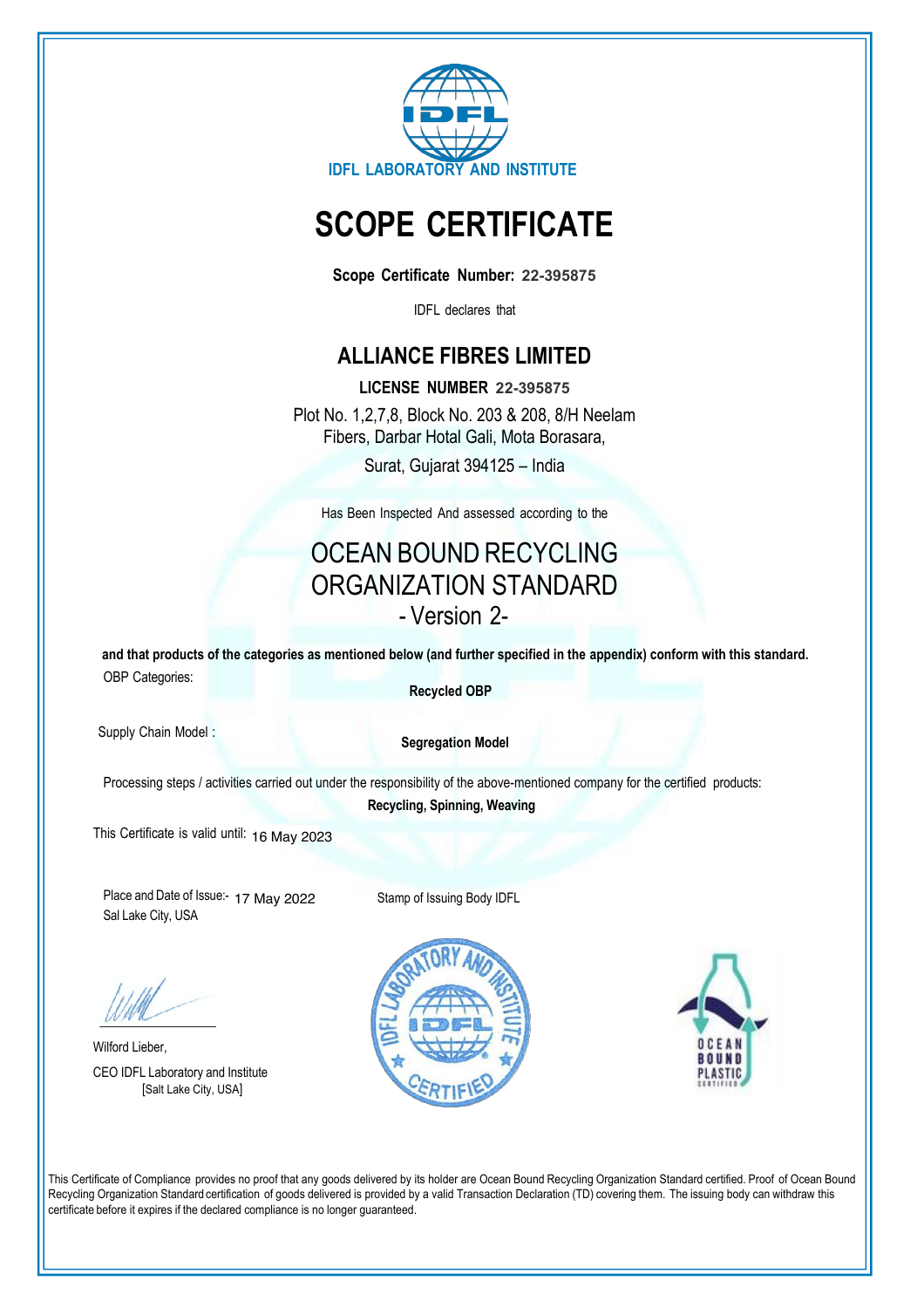IDFL LABORATORY AND INSTITUTE

# SCOPE CERTIFICATE

**Scope Certificate Number: 22-395875**

IDFL declares that

## ALLIANCE FIBRES LIMITED

**LICENSE NUMBER 22-395875**

Plot No. 1,2,7,8, Block No. 203 & 208, 8/H Neelam Fibers, Darbar Hotal Gali, Mota Borasara,
Surat, Gujarat 394125 – India

Has Been Inspected And assessed according to the

## OCEAN BOUND RECYCLING ORGANIZATION STANDARD
## - Version 2-

**and that products of the categories as mentioned below (and further specified in the appendix) conform with this standard.**

OBP Categories: **Recycled OBP**

Supply Chain Model : **Segregation Model**

Processing steps / activities carried out under the responsibility of the above-mentioned company for the certified products:
**Recycling, Spinning, Weaving**

This Certificate is valid until: 16 May 2023

Place and Date of Issue:- 17 May 2022
Sal Lake City, USA

Stamp of Issuing Body IDFL

Wilford Lieber,
CEO IDFL Laboratory and Institute
[Salt Lake City, USA]

This Certificate of Compliance provides no proof that any goods delivered by its holder are Ocean Bound Recycling Organization Standard certified. Proof of Ocean Bound Recycling Organization Standard certification of goods delivered is provided by a valid Transaction Declaration (TD) covering them. The issuing body can withdraw this certificate before it expires if the declared compliance is no longer guaranteed.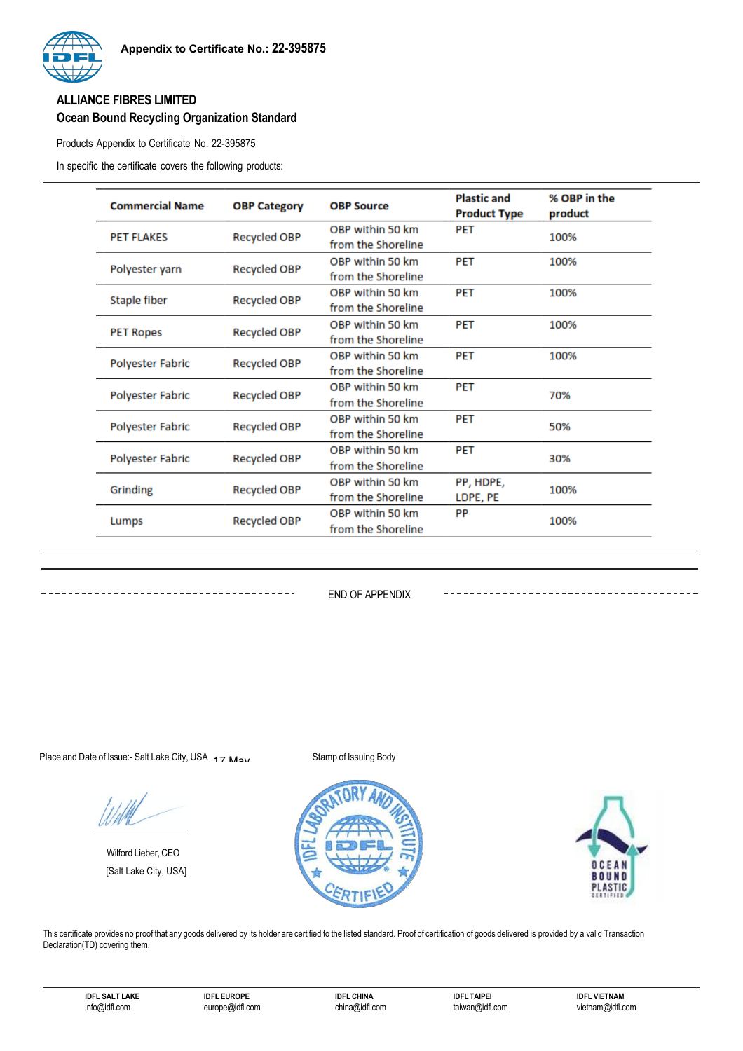Appendix to Certificate No.: 22-395875

**ALLIANCE FIBRES LIMITED**
**Ocean Bound Recycling Organization Standard**

Products Appendix to Certificate No. 22-395875

In specific the certificate covers the following products:

| Commercial Name | OBP Category | OBP Source | Plastic and Product Type | % OBP in the product |
|---|---|---|---|---|
| PET FLAKES | Recycled OBP | OBP within 50 km from the Shoreline | PET | 100% |
| Polyester yarn | Recycled OBP | OBP within 50 km from the Shoreline | PET | 100% |
| Staple fiber | Recycled OBP | OBP within 50 km from the Shoreline | PET | 100% |
| PET Ropes | Recycled OBP | OBP within 50 km from the Shoreline | PET | 100% |
| Polyester Fabric | Recycled OBP | OBP within 50 km from the Shoreline | PET | 100% |
| Polyester Fabric | Recycled OBP | OBP within 50 km from the Shoreline | PET | 70% |
| Polyester Fabric | Recycled OBP | OBP within 50 km from the Shoreline | PET | 50% |
| Polyester Fabric | Recycled OBP | OBP within 50 km from the Shoreline | PET | 30% |
| Grinding | Recycled OBP | OBP within 50 km from the Shoreline | PP, HDPE, LDPE, PE | 100% |
| Lumps | Recycled OBP | OBP within 50 km from the Shoreline | PP | 100% |

END OF APPENDIX

Place and Date of Issue:- Salt Lake City, USA 17 May

Stamp of Issuing Body

Wilford Lieber, CEO
[Salt Lake City, USA]

This certificate provides no proof that any goods delivered by its holder are certified to the listed standard. Proof of certification of goods delivered is provided by a valid Transaction Declaration(TD) covering them.

IDFL SALT LAKE info@idfl.com | IDFL EUROPE europe@idfl.com | IDFL CHINA china@idfl.com | IDFL TAIPEI taiwan@idfl.com | IDFL VIETNAM vietnam@idfl.com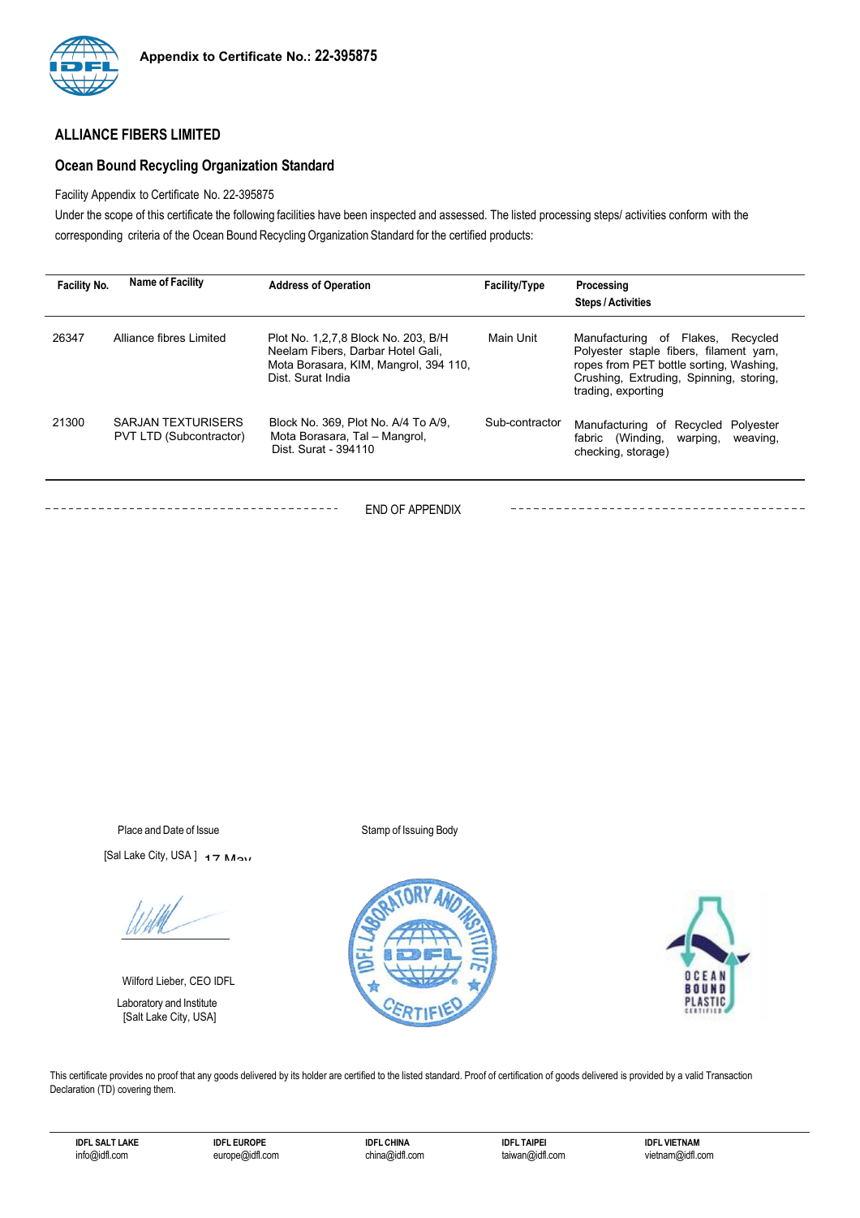**Appendix to Certificate No.: 22-395875**

## ALLIANCE FIBERS LIMITED

## Ocean Bound Recycling Organization Standard

Facility Appendix to Certificate No. 22-395875

Under the scope of this certificate the following facilities have been inspected and assessed. The listed processing steps/ activities conform with the corresponding criteria of the Ocean Bound Recycling Organization Standard for the certified products:

| Facility No. | Name of Facility | Address of Operation | Facility/Type | Processing Steps / Activities |
|---|---|---|---|---|
| 26347 | Alliance fibres Limited | Plot No. 1,2,7,8 Block No. 203, B/H Neelam Fibers, Darbar Hotel Gali, Mota Borasara, KIM, Mangrol, 394 110, Dist. Surat India | Main Unit | Manufacturing of Flakes, Recycled Polyester staple fibers, filament yarn, ropes from PET bottle sorting, Washing, Crushing, Extruding, Spinning, storing, trading, exporting |
| 21300 | SARJAN TEXTURISERS PVT LTD (Subcontractor) | Block No. 369, Plot No. A/4 To A/9, Mota Borasara, Tal – Mangrol, Dist. Surat - 394110 | Sub-contractor | Manufacturing of Recycled Polyester fabric (Winding, warping, weaving, checking, storage) |

END OF APPENDIX

Place and Date of Issue

[Sal Lake City, USA ] 17 May

Stamp of Issuing Body

Wilford Lieber, CEO IDFL

Laboratory and Institute

[Salt Lake City, USA]

This certificate provides no proof that any goods delivered by its holder are certified to the listed standard. Proof of certification of goods delivered is provided by a valid Transaction Declaration (TD) covering them.

**IDFL SALT LAKE** info@idfl.com | **IDFL EUROPE** europe@idfl.com | **IDFL CHINA** china@idfl.com | **IDFL TAIPEI** taiwan@idfl.com | **IDFL VIETNAM** vietnam@idfl.com